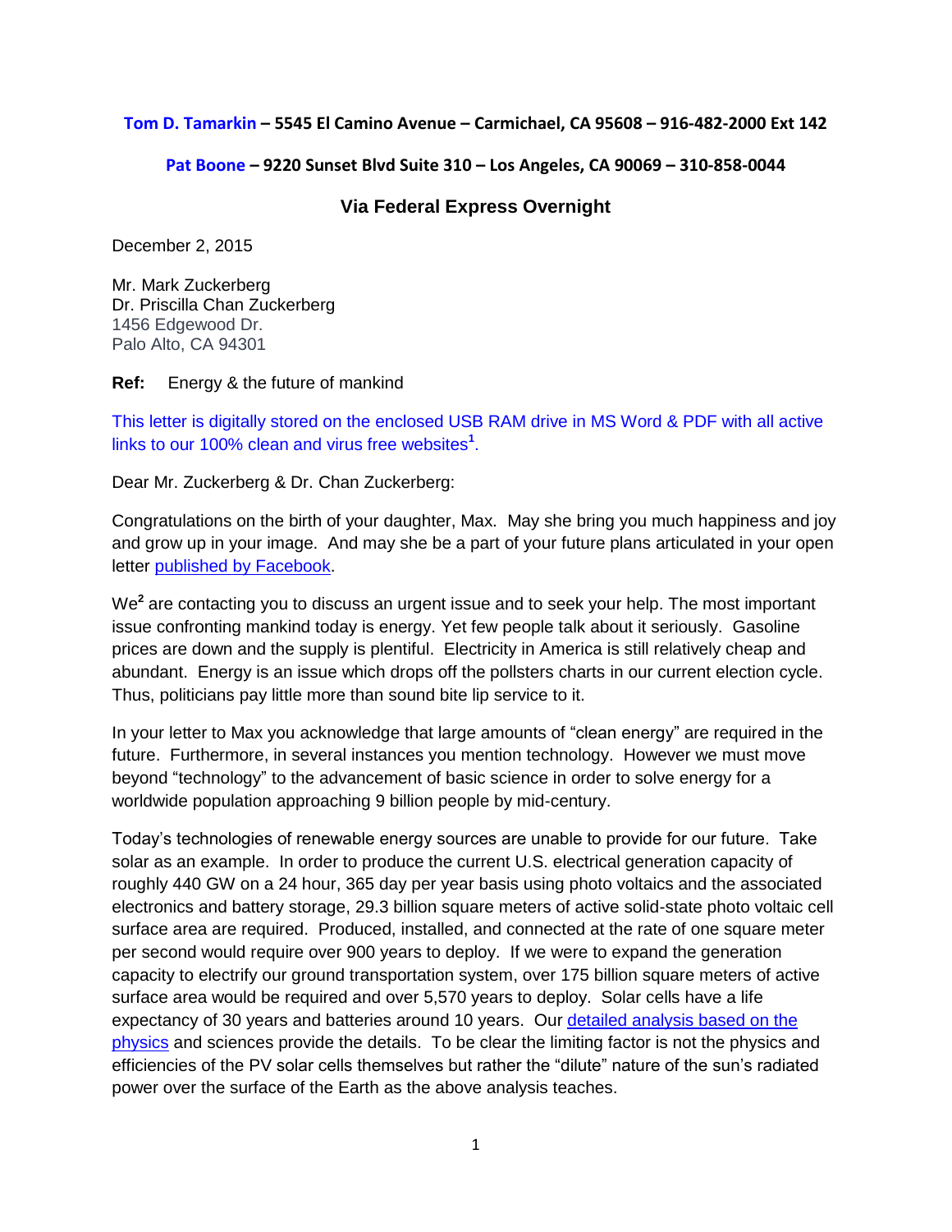**Tom D. Tamarkin – 5545 El Camino Avenue – Carmichael, CA 95608 – 916-482-2000 Ext 142**

**Pat Boone – 9220 Sunset Blvd Suite 310 – Los Angeles, CA 90069 – 310-858-0044**

**Via Federal Express Overnight**

December 2, 2015

Mr. Mark Zuckerberg
Dr. Priscilla Chan Zuckerberg
1456 Edgewood Dr.
Palo Alto, CA 94301

**Ref:** Energy & the future of mankind

This letter is digitally stored on the enclosed USB RAM drive in MS Word & PDF with all active links to our 100% clean and virus free websites[1].

Dear Mr. Zuckerberg & Dr. Chan Zuckerberg:

Congratulations on the birth of your daughter, Max. May she bring you much happiness and joy and grow up in your image. And may she be a part of your future plans articulated in your open letter published by Facebook.

We[2] are contacting you to discuss an urgent issue and to seek your help. The most important issue confronting mankind today is energy. Yet few people talk about it seriously. Gasoline prices are down and the supply is plentiful. Electricity in America is still relatively cheap and abundant. Energy is an issue which drops off the pollsters charts in our current election cycle. Thus, politicians pay little more than sound bite lip service to it.

In your letter to Max you acknowledge that large amounts of "clean energy" are required in the future. Furthermore, in several instances you mention technology. However we must move beyond "technology" to the advancement of basic science in order to solve energy for a worldwide population approaching 9 billion people by mid-century.

Today's technologies of renewable energy sources are unable to provide for our future. Take solar as an example. In order to produce the current U.S. electrical generation capacity of roughly 440 GW on a 24 hour, 365 day per year basis using photo voltaics and the associated electronics and battery storage, 29.3 billion square meters of active solid-state photo voltaic cell surface area are required. Produced, installed, and connected at the rate of one square meter per second would require over 900 years to deploy. If we were to expand the generation capacity to electrify our ground transportation system, over 175 billion square meters of active surface area would be required and over 5,570 years to deploy. Solar cells have a life expectancy of 30 years and batteries around 10 years. Our detailed analysis based on the physics and sciences provide the details. To be clear the limiting factor is not the physics and efficiencies of the PV solar cells themselves but rather the "dilute" nature of the sun's radiated power over the surface of the Earth as the above analysis teaches.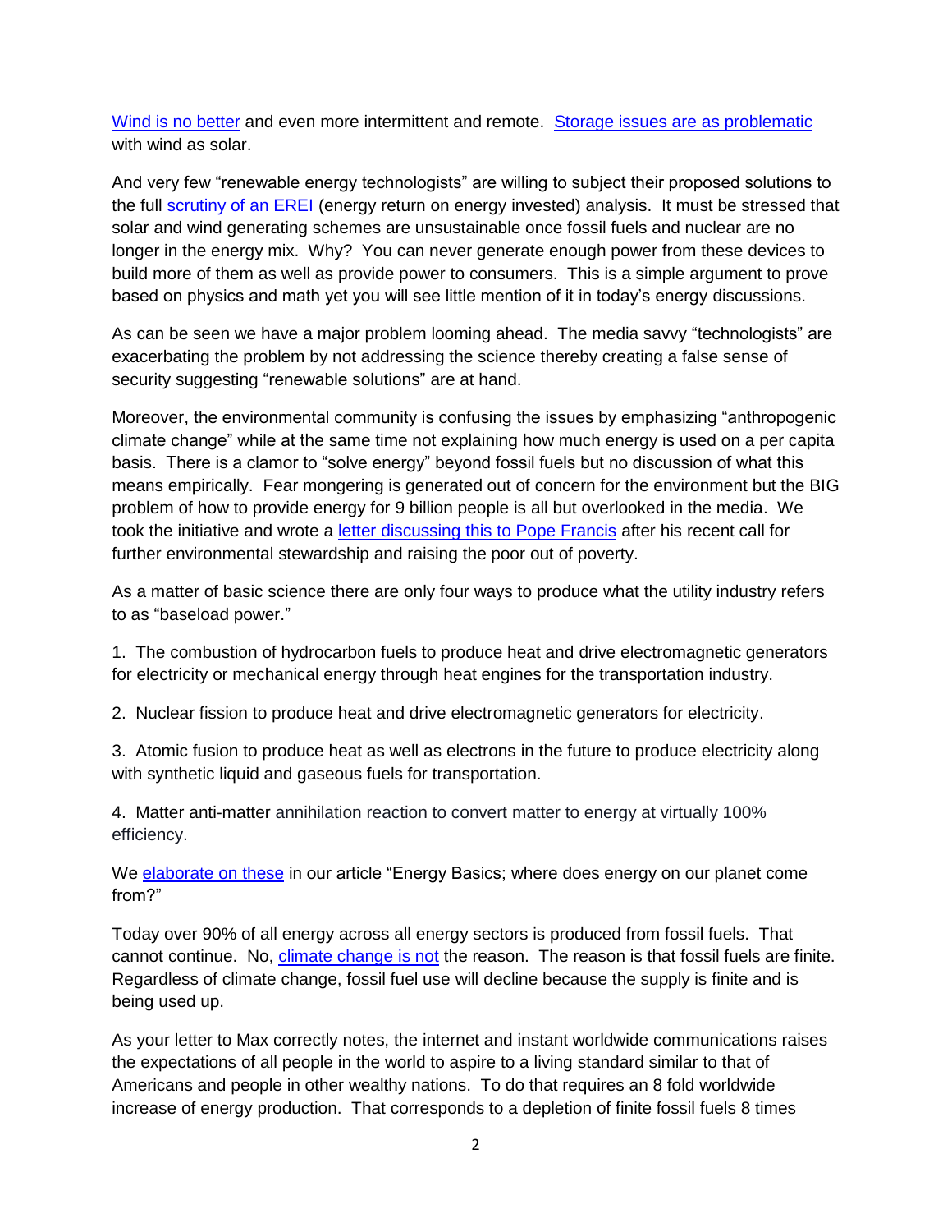Wind is no better and even more intermittent and remote. Storage issues are as problematic with wind as solar.

And very few "renewable energy technologists" are willing to subject their proposed solutions to the full scrutiny of an EREI (energy return on energy invested) analysis. It must be stressed that solar and wind generating schemes are unsustainable once fossil fuels and nuclear are no longer in the energy mix. Why? You can never generate enough power from these devices to build more of them as well as provide power to consumers. This is a simple argument to prove based on physics and math yet you will see little mention of it in today's energy discussions.

As can be seen we have a major problem looming ahead. The media savvy "technologists" are exacerbating the problem by not addressing the science thereby creating a false sense of security suggesting "renewable solutions" are at hand.

Moreover, the environmental community is confusing the issues by emphasizing "anthropogenic climate change" while at the same time not explaining how much energy is used on a per capita basis. There is a clamor to "solve energy" beyond fossil fuels but no discussion of what this means empirically. Fear mongering is generated out of concern for the environment but the BIG problem of how to provide energy for 9 billion people is all but overlooked in the media. We took the initiative and wrote a letter discussing this to Pope Francis after his recent call for further environmental stewardship and raising the poor out of poverty.

As a matter of basic science there are only four ways to produce what the utility industry refers to as "baseload power."

1. The combustion of hydrocarbon fuels to produce heat and drive electromagnetic generators for electricity or mechanical energy through heat engines for the transportation industry.

2. Nuclear fission to produce heat and drive electromagnetic generators for electricity.

3. Atomic fusion to produce heat as well as electrons in the future to produce electricity along with synthetic liquid and gaseous fuels for transportation.

4. Matter anti-matter annihilation reaction to convert matter to energy at virtually 100% efficiency.

We elaborate on these in our article "Energy Basics; where does energy on our planet come from?"

Today over 90% of all energy across all energy sectors is produced from fossil fuels. That cannot continue. No, climate change is not the reason. The reason is that fossil fuels are finite. Regardless of climate change, fossil fuel use will decline because the supply is finite and is being used up.

As your letter to Max correctly notes, the internet and instant worldwide communications raises the expectations of all people in the world to aspire to a living standard similar to that of Americans and people in other wealthy nations. To do that requires an 8 fold worldwide increase of energy production. That corresponds to a depletion of finite fossil fuels 8 times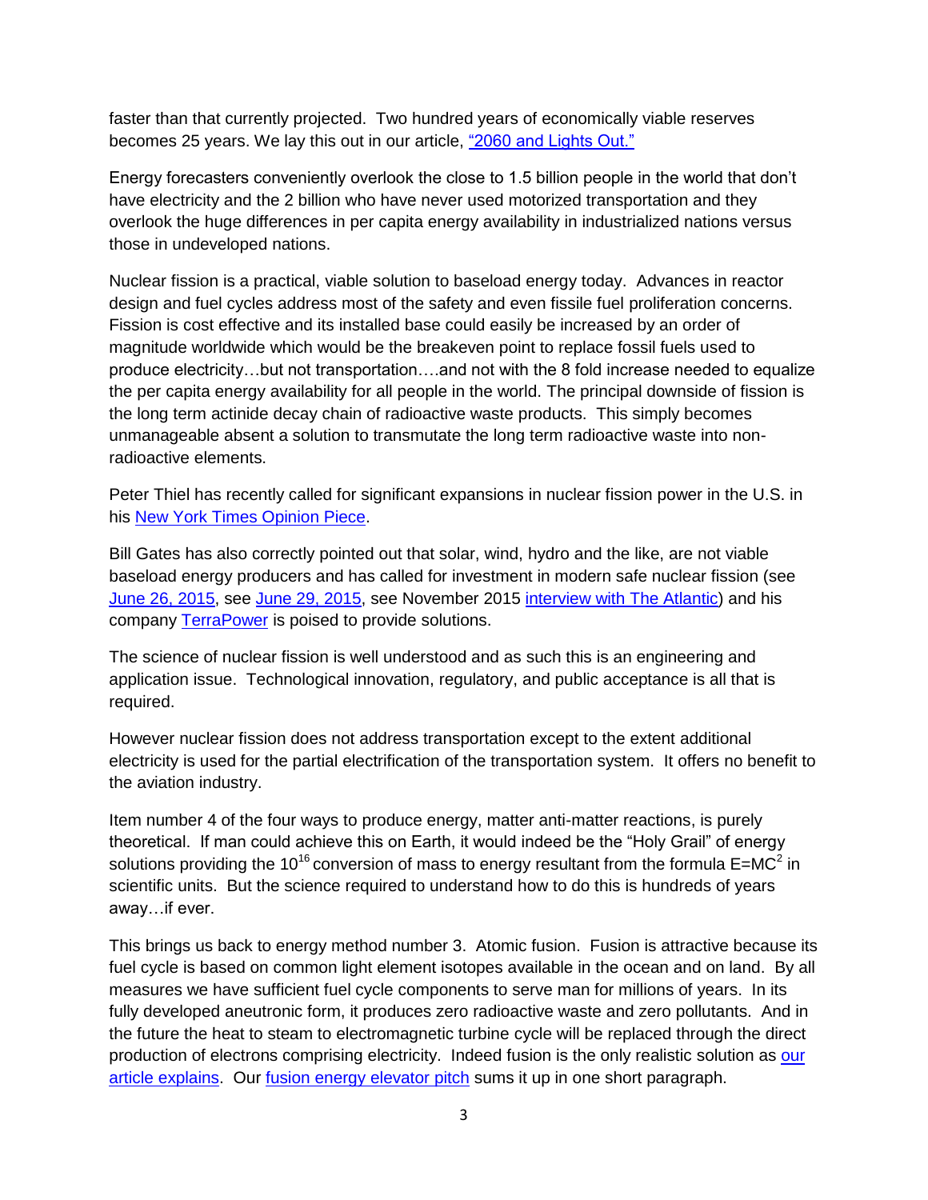faster than that currently projected. Two hundred years of economically viable reserves becomes 25 years. We lay this out in our article, "2060 and Lights Out."

Energy forecasters conveniently overlook the close to 1.5 billion people in the world that don't have electricity and the 2 billion who have never used motorized transportation and they overlook the huge differences in per capita energy availability in industrialized nations versus those in undeveloped nations.

Nuclear fission is a practical, viable solution to baseload energy today. Advances in reactor design and fuel cycles address most of the safety and even fissile fuel proliferation concerns. Fission is cost effective and its installed base could easily be increased by an order of magnitude worldwide which would be the breakeven point to replace fossil fuels used to produce electricity…but not transportation….and not with the 8 fold increase needed to equalize the per capita energy availability for all people in the world. The principal downside of fission is the long term actinide decay chain of radioactive waste products. This simply becomes unmanageable absent a solution to transmutate the long term radioactive waste into non-radioactive elements.

Peter Thiel has recently called for significant expansions in nuclear fission power in the U.S. in his New York Times Opinion Piece.

Bill Gates has also correctly pointed out that solar, wind, hydro and the like, are not viable baseload energy producers and has called for investment in modern safe nuclear fission (see June 26, 2015, see June 29, 2015, see November 2015 interview with The Atlantic) and his company TerraPower is poised to provide solutions.

The science of nuclear fission is well understood and as such this is an engineering and application issue. Technological innovation, regulatory, and public acceptance is all that is required.

However nuclear fission does not address transportation except to the extent additional electricity is used for the partial electrification of the transportation system. It offers no benefit to the aviation industry.

Item number 4 of the four ways to produce energy, matter anti-matter reactions, is purely theoretical. If man could achieve this on Earth, it would indeed be the "Holy Grail" of energy solutions providing the $10^{16}$ conversion of mass to energy resultant from the formula $E=MC^2$ in scientific units. But the science required to understand how to do this is hundreds of years away…if ever.

This brings us back to energy method number 3. Atomic fusion. Fusion is attractive because its fuel cycle is based on common light element isotopes available in the ocean and on land. By all measures we have sufficient fuel cycle components to serve man for millions of years. In its fully developed aneutronic form, it produces zero radioactive waste and zero pollutants. And in the future the heat to steam to electromagnetic turbine cycle will be replaced through the direct production of electrons comprising electricity. Indeed fusion is the only realistic solution as our article explains. Our fusion energy elevator pitch sums it up in one short paragraph.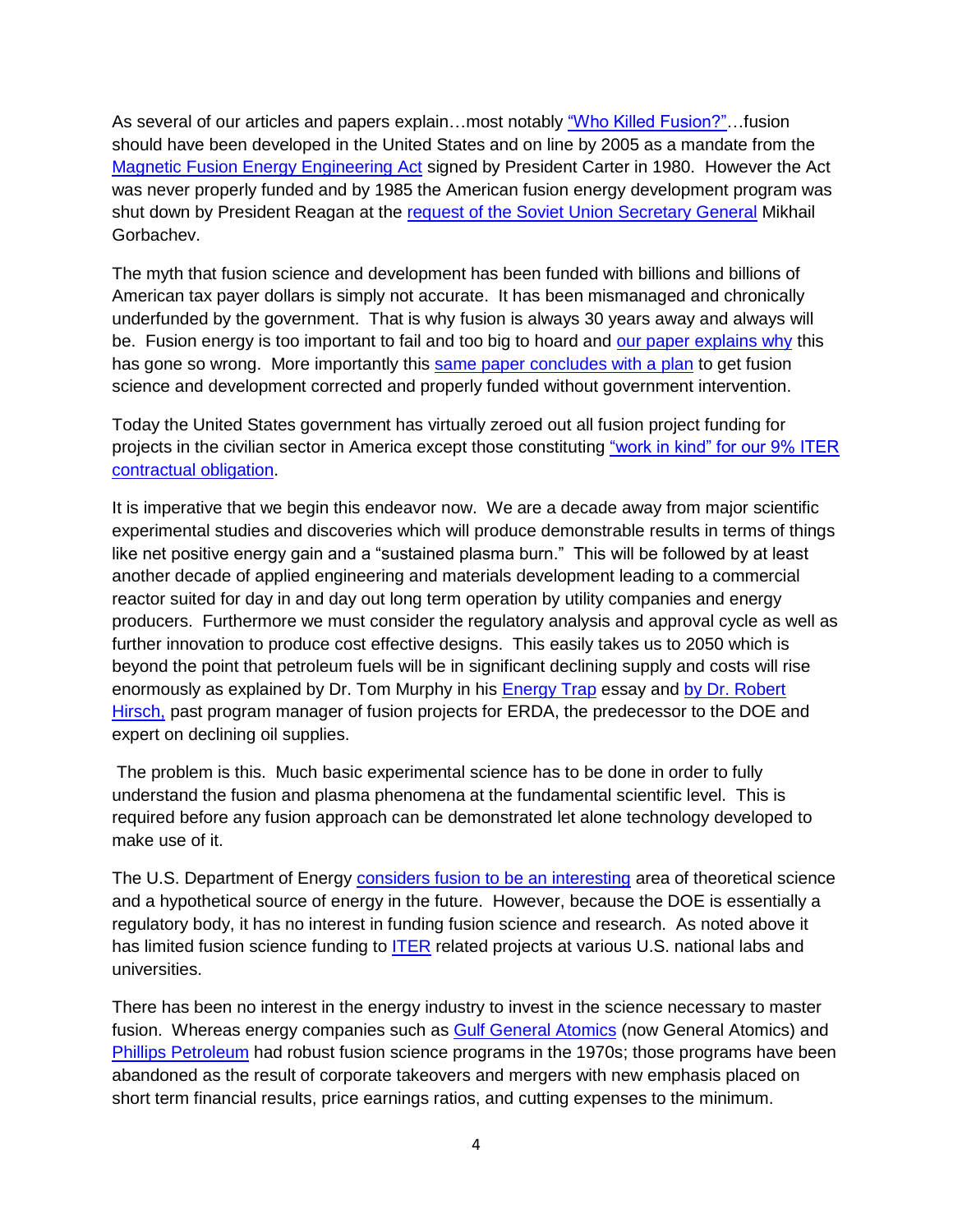As several of our articles and papers explain…most notably "Who Killed Fusion?"…fusion should have been developed in the United States and on line by 2005 as a mandate from the Magnetic Fusion Energy Engineering Act signed by President Carter in 1980. However the Act was never properly funded and by 1985 the American fusion energy development program was shut down by President Reagan at the request of the Soviet Union Secretary General Mikhail Gorbachev.

The myth that fusion science and development has been funded with billions and billions of American tax payer dollars is simply not accurate. It has been mismanaged and chronically underfunded by the government. That is why fusion is always 30 years away and always will be. Fusion energy is too important to fail and too big to hoard and our paper explains why this has gone so wrong. More importantly this same paper concludes with a plan to get fusion science and development corrected and properly funded without government intervention.

Today the United States government has virtually zeroed out all fusion project funding for projects in the civilian sector in America except those constituting "work in kind" for our 9% ITER contractual obligation.

It is imperative that we begin this endeavor now. We are a decade away from major scientific experimental studies and discoveries which will produce demonstrable results in terms of things like net positive energy gain and a "sustained plasma burn." This will be followed by at least another decade of applied engineering and materials development leading to a commercial reactor suited for day in and day out long term operation by utility companies and energy producers. Furthermore we must consider the regulatory analysis and approval cycle as well as further innovation to produce cost effective designs. This easily takes us to 2050 which is beyond the point that petroleum fuels will be in significant declining supply and costs will rise enormously as explained by Dr. Tom Murphy in his Energy Trap essay and by Dr. Robert Hirsch, past program manager of fusion projects for ERDA, the predecessor to the DOE and expert on declining oil supplies.

The problem is this. Much basic experimental science has to be done in order to fully understand the fusion and plasma phenomena at the fundamental scientific level. This is required before any fusion approach can be demonstrated let alone technology developed to make use of it.

The U.S. Department of Energy considers fusion to be an interesting area of theoretical science and a hypothetical source of energy in the future. However, because the DOE is essentially a regulatory body, it has no interest in funding fusion science and research. As noted above it has limited fusion science funding to ITER related projects at various U.S. national labs and universities.

There has been no interest in the energy industry to invest in the science necessary to master fusion. Whereas energy companies such as Gulf General Atomics (now General Atomics) and Phillips Petroleum had robust fusion science programs in the 1970s; those programs have been abandoned as the result of corporate takeovers and mergers with new emphasis placed on short term financial results, price earnings ratios, and cutting expenses to the minimum.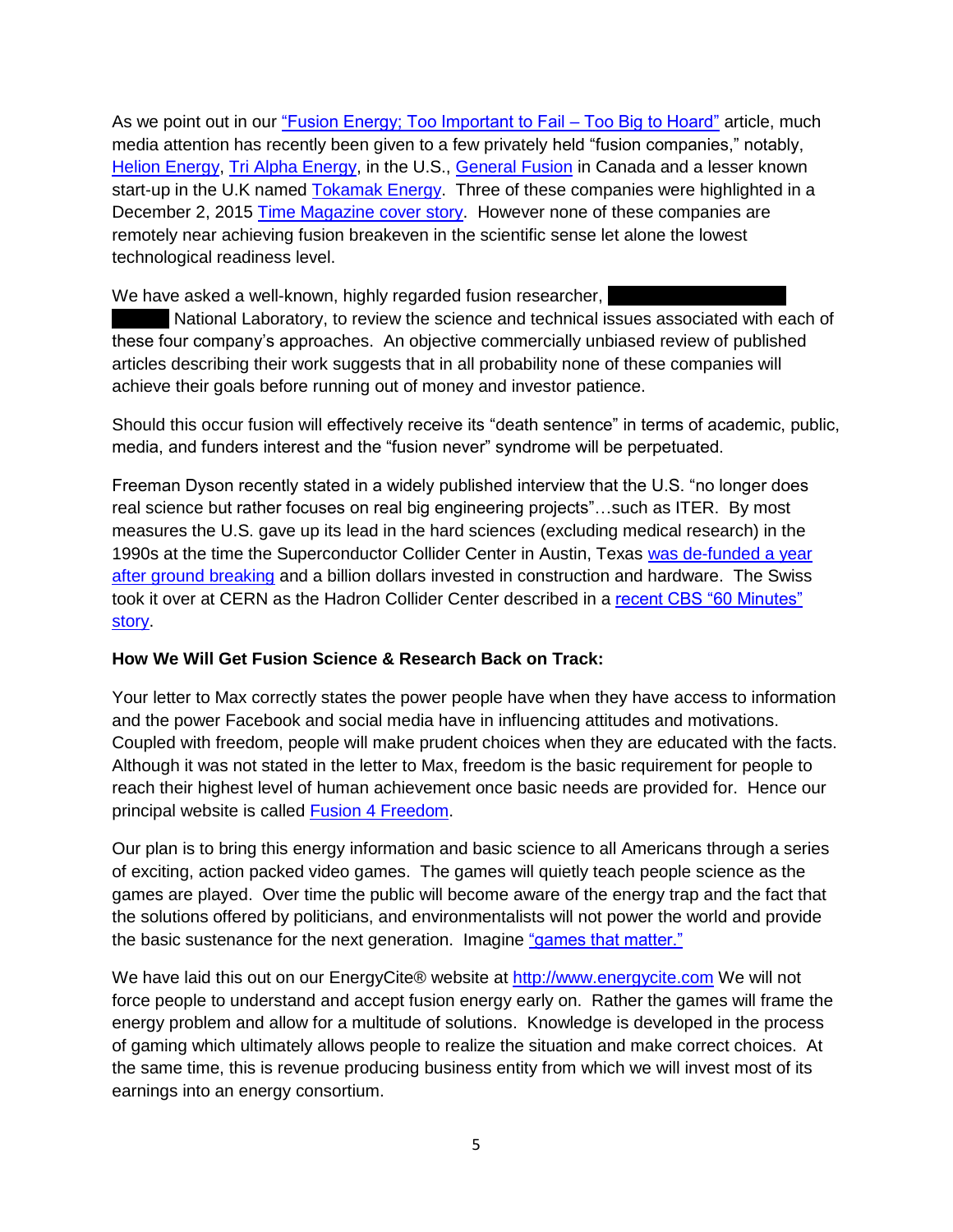As we point out in our [“Fusion Energy; Too Important to Fail – Too Big to Hoard”]() article, much media attention has recently been given to a few privately held “fusion companies,” notably, [Helion Energy](), [Tri Alpha Energy](), in the U.S., [General Fusion]() in Canada and a lesser known start-up in the U.K named [Tokamak Energy](). Three of these companies were highlighted in a December 2, 2015 [Time Magazine cover story](). However none of these companies are remotely near achieving fusion breakeven in the scientific sense let alone the lowest technological readiness level.

We have asked a well-known, highly regarded fusion researcher, ██████████████ ██████ National Laboratory, to review the science and technical issues associated with each of these four company’s approaches. An objective commercially unbiased review of published articles describing their work suggests that in all probability none of these companies will achieve their goals before running out of money and investor patience.

Should this occur fusion will effectively receive its “death sentence” in terms of academic, public, media, and funders interest and the “fusion never” syndrome will be perpetuated.

Freeman Dyson recently stated in a widely published interview that the U.S. “no longer does real science but rather focuses on real big engineering projects”…such as ITER. By most measures the U.S. gave up its lead in the hard sciences (excluding medical research) in the 1990s at the time the Superconductor Collider Center in Austin, Texas [was de-funded a year after ground breaking]() and a billion dollars invested in construction and hardware. The Swiss took it over at CERN as the Hadron Collider Center described in a [recent CBS “60 Minutes” story]().

**How We Will Get Fusion Science & Research Back on Track:**

Your letter to Max correctly states the power people have when they have access to information and the power Facebook and social media have in influencing attitudes and motivations. Coupled with freedom, people will make prudent choices when they are educated with the facts. Although it was not stated in the letter to Max, freedom is the basic requirement for people to reach their highest level of human achievement once basic needs are provided for. Hence our principal website is called [Fusion 4 Freedom]().

Our plan is to bring this energy information and basic science to all Americans through a series of exciting, action packed video games. The games will quietly teach people science as the games are played. Over time the public will become aware of the energy trap and the fact that the solutions offered by politicians, and environmentalists will not power the world and provide the basic sustenance for the next generation. Imagine [“games that matter.”]()

We have laid this out on our EnergyCite® website at [http://www.energycite.com](http://www.energycite.com) We will not force people to understand and accept fusion energy early on. Rather the games will frame the energy problem and allow for a multitude of solutions. Knowledge is developed in the process of gaming which ultimately allows people to realize the situation and make correct choices. At the same time, this is revenue producing business entity from which we will invest most of its earnings into an energy consortium.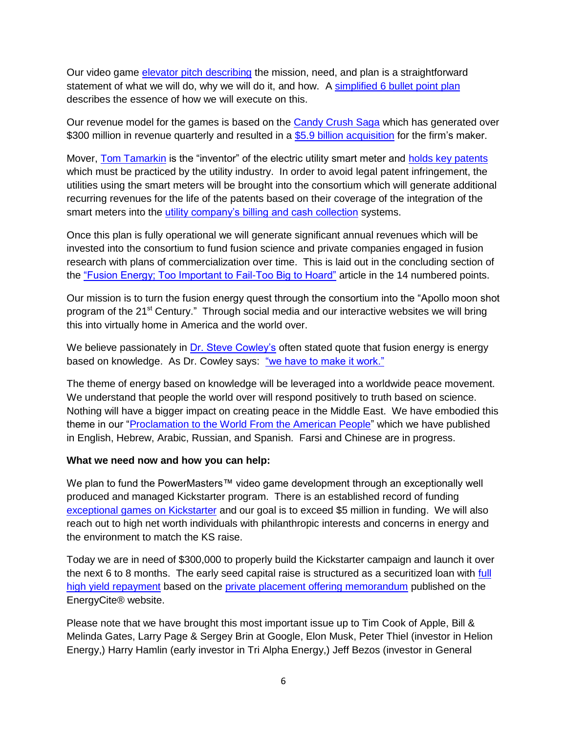Our video game elevator pitch describing the mission, need, and plan is a straightforward statement of what we will do, why we will do it, and how. A simplified 6 bullet point plan describes the essence of how we will execute on this.

Our revenue model for the games is based on the Candy Crush Saga which has generated over \$300 million in revenue quarterly and resulted in a \$5.9 billion acquisition for the firm's maker.

Mover, Tom Tamarkin is the "inventor" of the electric utility smart meter and holds key patents which must be practiced by the utility industry. In order to avoid legal patent infringement, the utilities using the smart meters will be brought into the consortium which will generate additional recurring revenues for the life of the patents based on their coverage of the integration of the smart meters into the utility company's billing and cash collection systems.

Once this plan is fully operational we will generate significant annual revenues which will be invested into the consortium to fund fusion science and private companies engaged in fusion research with plans of commercialization over time. This is laid out in the concluding section of the "Fusion Energy; Too Important to Fail-Too Big to Hoard" article in the 14 numbered points.

Our mission is to turn the fusion energy quest through the consortium into the "Apollo moon shot program of the 21st Century." Through social media and our interactive websites we will bring this into virtually home in America and the world over.

We believe passionately in Dr. Steve Cowley's often stated quote that fusion energy is energy based on knowledge. As Dr. Cowley says: "we have to make it work."

The theme of energy based on knowledge will be leveraged into a worldwide peace movement. We understand that people the world over will respond positively to truth based on science. Nothing will have a bigger impact on creating peace in the Middle East. We have embodied this theme in our "Proclamation to the World From the American People" which we have published in English, Hebrew, Arabic, Russian, and Spanish. Farsi and Chinese are in progress.

**What we need now and how you can help:**

We plan to fund the PowerMasters™ video game development through an exceptionally well produced and managed Kickstarter program. There is an established record of funding exceptional games on Kickstarter and our goal is to exceed \$5 million in funding. We will also reach out to high net worth individuals with philanthropic interests and concerns in energy and the environment to match the KS raise.

Today we are in need of \$300,000 to properly build the Kickstarter campaign and launch it over the next 6 to 8 months. The early seed capital raise is structured as a securitized loan with full high yield repayment based on the private placement offering memorandum published on the EnergyCite® website.

Please note that we have brought this most important issue up to Tim Cook of Apple, Bill & Melinda Gates, Larry Page & Sergey Brin at Google, Elon Musk, Peter Thiel (investor in Helion Energy,) Harry Hamlin (early investor in Tri Alpha Energy,) Jeff Bezos (investor in General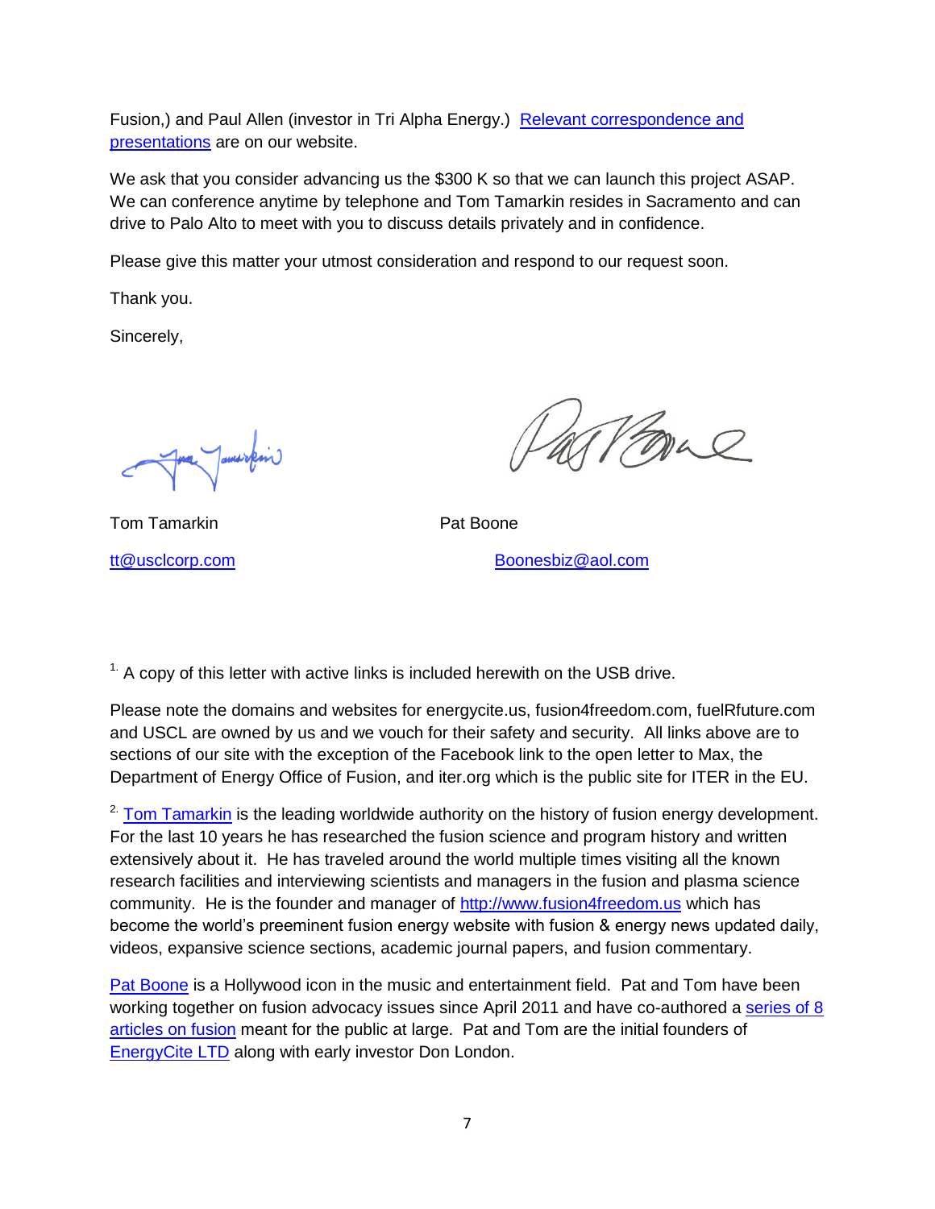Fusion,) and Paul Allen (investor in Tri Alpha Energy.) [Relevant correspondence and presentations] are on our website.

We ask that you consider advancing us the $300 K so that we can launch this project ASAP. We can conference anytime by telephone and Tom Tamarkin resides in Sacramento and can drive to Palo Alto to meet with you to discuss details privately and in confidence.

Please give this matter your utmost consideration and respond to our request soon.

Thank you.

Sincerely,

Tom Tamarkin
tt@usclcorp.com

Pat Boone
Boonesbiz@aol.com

[1] A copy of this letter with active links is included herewith on the USB drive.

Please note the domains and websites for energycite.us, fusion4freedom.com, fuelRfuture.com and USCL are owned by us and we vouch for their safety and security. All links above are to sections of our site with the exception of the Facebook link to the open letter to Max, the Department of Energy Office of Fusion, and iter.org which is the public site for ITER in the EU.

[2] Tom Tamarkin is the leading worldwide authority on the history of fusion energy development. For the last 10 years he has researched the fusion science and program history and written extensively about it. He has traveled around the world multiple times visiting all the known research facilities and interviewing scientists and managers in the fusion and plasma science community. He is the founder and manager of http://www.fusion4freedom.us which has become the world's preeminent fusion energy website with fusion & energy news updated daily, videos, expansive science sections, academic journal papers, and fusion commentary.

Pat Boone is a Hollywood icon in the music and entertainment field. Pat and Tom have been working together on fusion advocacy issues since April 2011 and have co-authored a series of 8 articles on fusion meant for the public at large. Pat and Tom are the initial founders of EnergyCite LTD along with early investor Don London.